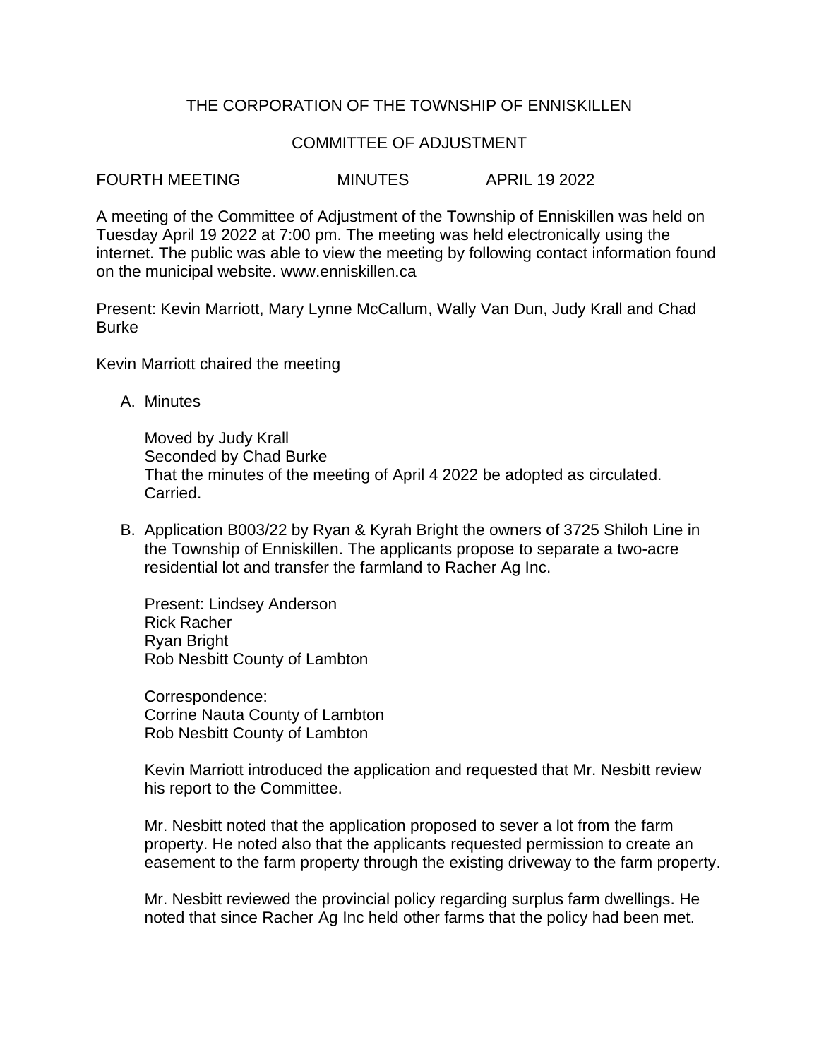THE CORPORATION OF THE TOWNSHIP OF ENNISKILLEN

COMMITTEE OF ADJUSTMENT

FOURTH MEETING MINUTES APRIL 19 2022

A meeting of the Committee of Adjustment of the Township of Enniskillen was held on Tuesday April 19 2022 at 7:00 pm. The meeting was held electronically using the internet. The public was able to view the meeting by following contact information found on the municipal website. www.enniskillen.ca

Present: Kevin Marriott, Mary Lynne McCallum, Wally Van Dun, Judy Krall and Chad Burke

Kevin Marriott chaired the meeting

A. Minutes

   Moved by Judy Krall
   Seconded by Chad Burke
   That the minutes of the meeting of April 4 2022 be adopted as circulated.
   Carried.

B. Application B003/22 by Ryan & Kyrah Bright the owners of 3725 Shiloh Line in the Township of Enniskillen. The applicants propose to separate a two-acre residential lot and transfer the farmland to Racher Ag Inc.

   Present: Lindsey Anderson
   Rick Racher
   Ryan Bright
   Rob Nesbitt County of Lambton

   Correspondence:
   Corrine Nauta County of Lambton
   Rob Nesbitt County of Lambton

   Kevin Marriott introduced the application and requested that Mr. Nesbitt review his report to the Committee.

   Mr. Nesbitt noted that the application proposed to sever a lot from the farm property. He noted also that the applicants requested permission to create an easement to the farm property through the existing driveway to the farm property.

   Mr. Nesbitt reviewed the provincial policy regarding surplus farm dwellings. He noted that since Racher Ag Inc held other farms that the policy had been met.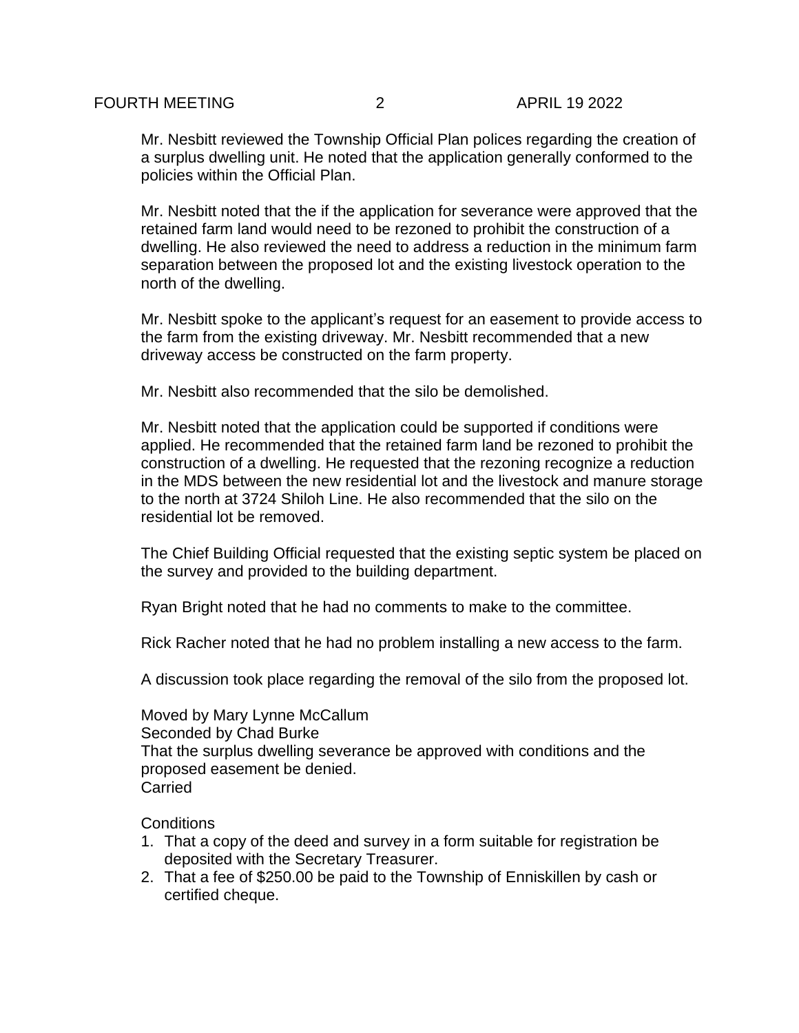Mr. Nesbitt reviewed the Township Official Plan polices regarding the creation of a surplus dwelling unit. He noted that the application generally conformed to the policies within the Official Plan.

Mr. Nesbitt noted that the if the application for severance were approved that the retained farm land would need to be rezoned to prohibit the construction of a dwelling. He also reviewed the need to address a reduction in the minimum farm separation between the proposed lot and the existing livestock operation to the north of the dwelling.

Mr. Nesbitt spoke to the applicant's request for an easement to provide access to the farm from the existing driveway. Mr. Nesbitt recommended that a new driveway access be constructed on the farm property.

Mr. Nesbitt also recommended that the silo be demolished.

Mr. Nesbitt noted that the application could be supported if conditions were applied. He recommended that the retained farm land be rezoned to prohibit the construction of a dwelling. He requested that the rezoning recognize a reduction in the MDS between the new residential lot and the livestock and manure storage to the north at 3724 Shiloh Line. He also recommended that the silo on the residential lot be removed.

The Chief Building Official requested that the existing septic system be placed on the survey and provided to the building department.

Ryan Bright noted that he had no comments to make to the committee.

Rick Racher noted that he had no problem installing a new access to the farm.

A discussion took place regarding the removal of the silo from the proposed lot.

Moved by Mary Lynne McCallum
Seconded by Chad Burke
That the surplus dwelling severance be approved with conditions and the proposed easement be denied.
Carried

Conditions

1. That a copy of the deed and survey in a form suitable for registration be deposited with the Secretary Treasurer.
2. That a fee of $250.00 be paid to the Township of Enniskillen by cash or certified cheque.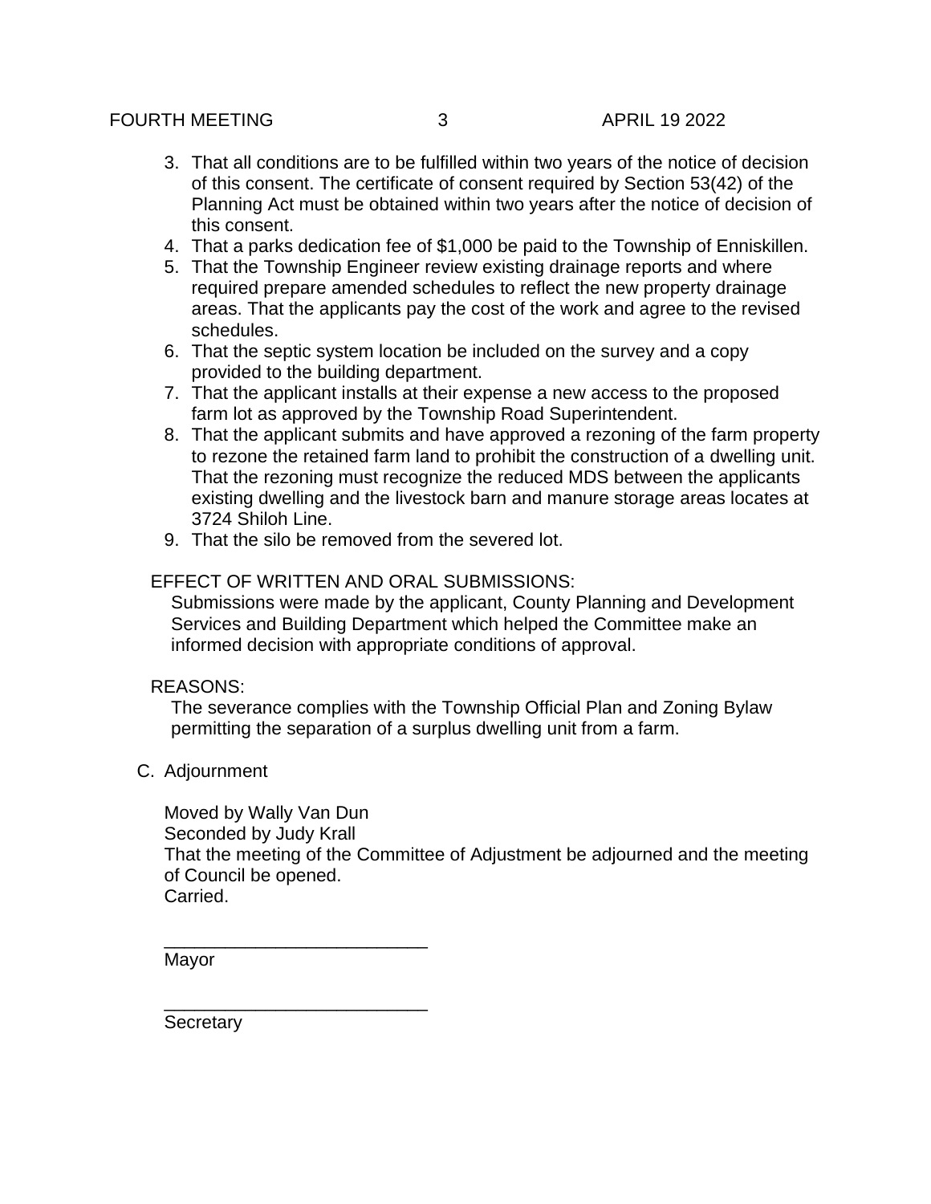3. That all conditions are to be fulfilled within two years of the notice of decision of this consent. The certificate of consent required by Section 53(42) of the Planning Act must be obtained within two years after the notice of decision of this consent.
4. That a parks dedication fee of $1,000 be paid to the Township of Enniskillen.
5. That the Township Engineer review existing drainage reports and where required prepare amended schedules to reflect the new property drainage areas. That the applicants pay the cost of the work and agree to the revised schedules.
6. That the septic system location be included on the survey and a copy provided to the building department.
7. That the applicant installs at their expense a new access to the proposed farm lot as approved by the Township Road Superintendent.
8. That the applicant submits and have approved a rezoning of the farm property to rezone the retained farm land to prohibit the construction of a dwelling unit. That the rezoning must recognize the reduced MDS between the applicants existing dwelling and the livestock barn and manure storage areas locates at 3724 Shiloh Line.
9. That the silo be removed from the severed lot.

EFFECT OF WRITTEN AND ORAL SUBMISSIONS:

Submissions were made by the applicant, County Planning and Development Services and Building Department which helped the Committee make an informed decision with appropriate conditions of approval.

REASONS:

The severance complies with the Township Official Plan and Zoning Bylaw permitting the separation of a surplus dwelling unit from a farm.

C. Adjournment

Moved by Wally Van Dun
Seconded by Judy Krall
That the meeting of the Committee of Adjustment be adjourned and the meeting of Council be opened.
Carried.

__________________________
Mayor

__________________________
Secretary